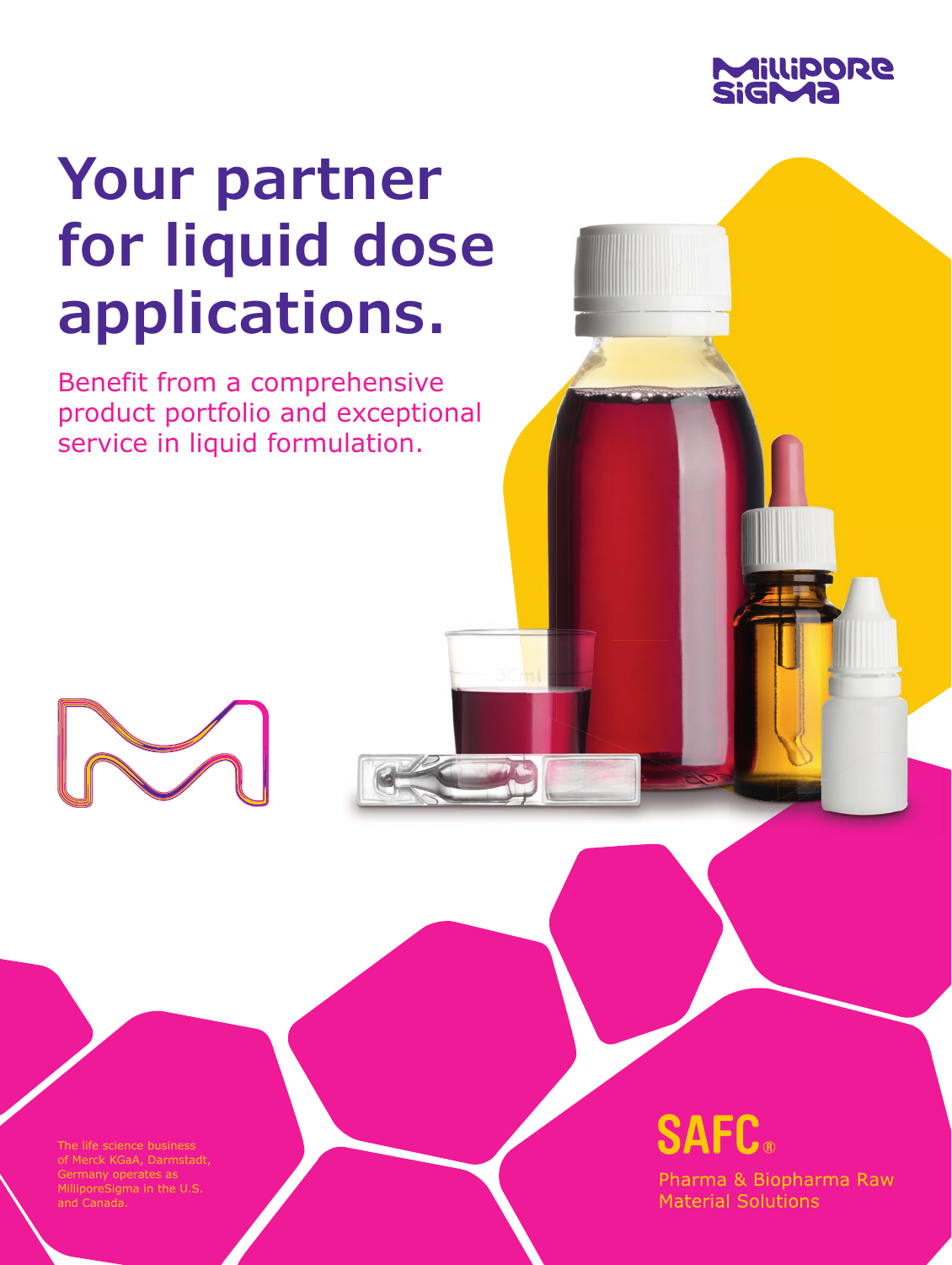# Your partner for liquid dose applications.

Benefit from a comprehensive product portfolio and exceptional service in liquid formulation.

The life science business of Merck KGaA, Darmstadt, Germany operates as MilliporeSigma in the U.S. and Canada.

**SAFC®**

Pharma & Biopharma Raw Material Solutions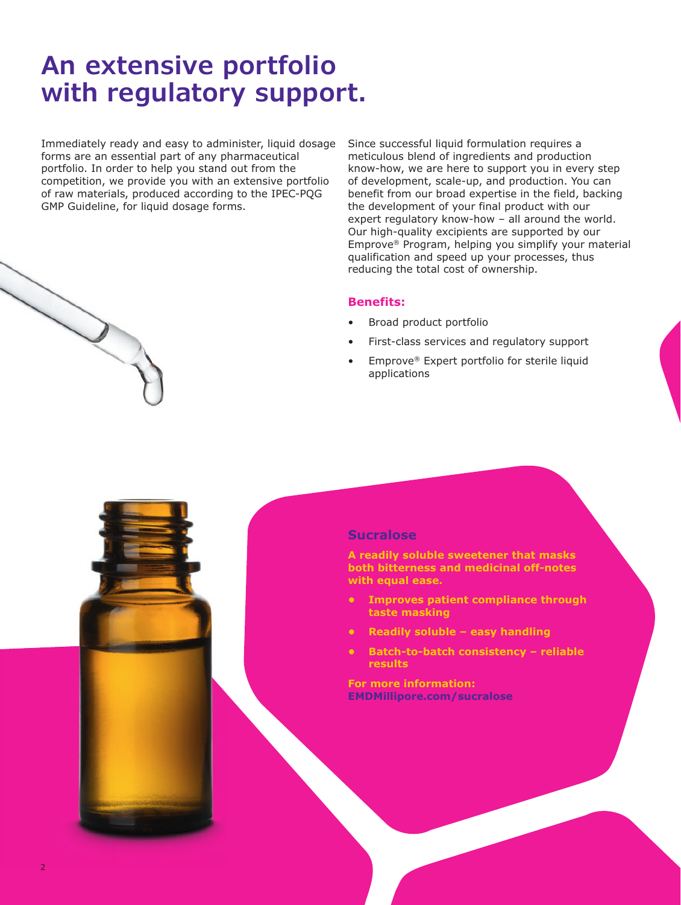# An extensive portfolio with regulatory support.

Immediately ready and easy to administer, liquid dosage forms are an essential part of any pharmaceutical portfolio. In order to help you stand out from the competition, we provide you with an extensive portfolio of raw materials, produced according to the IPEC-PQG GMP Guideline, for liquid dosage forms.

Since successful liquid formulation requires a meticulous blend of ingredients and production know-how, we are here to support you in every step of development, scale-up, and production. You can benefit from our broad expertise in the field, backing the development of your final product with our expert regulatory know-how – all around the world. Our high-quality excipients are supported by our Emprove® Program, helping you simplify your material qualification and speed up your processes, thus reducing the total cost of ownership.

### Benefits:

- Broad product portfolio
- First-class services and regulatory support
- Emprove® Expert portfolio for sterile liquid applications

## Sucralose

**A readily soluble sweetener that masks both bitterness and medicinal off-notes with equal ease.**

- **Improves patient compliance through taste masking**
- **Readily soluble – easy handling**
- **Batch-to-batch consistency – reliable results**

**For more information:**
**EMDMillipore.com/sucralose**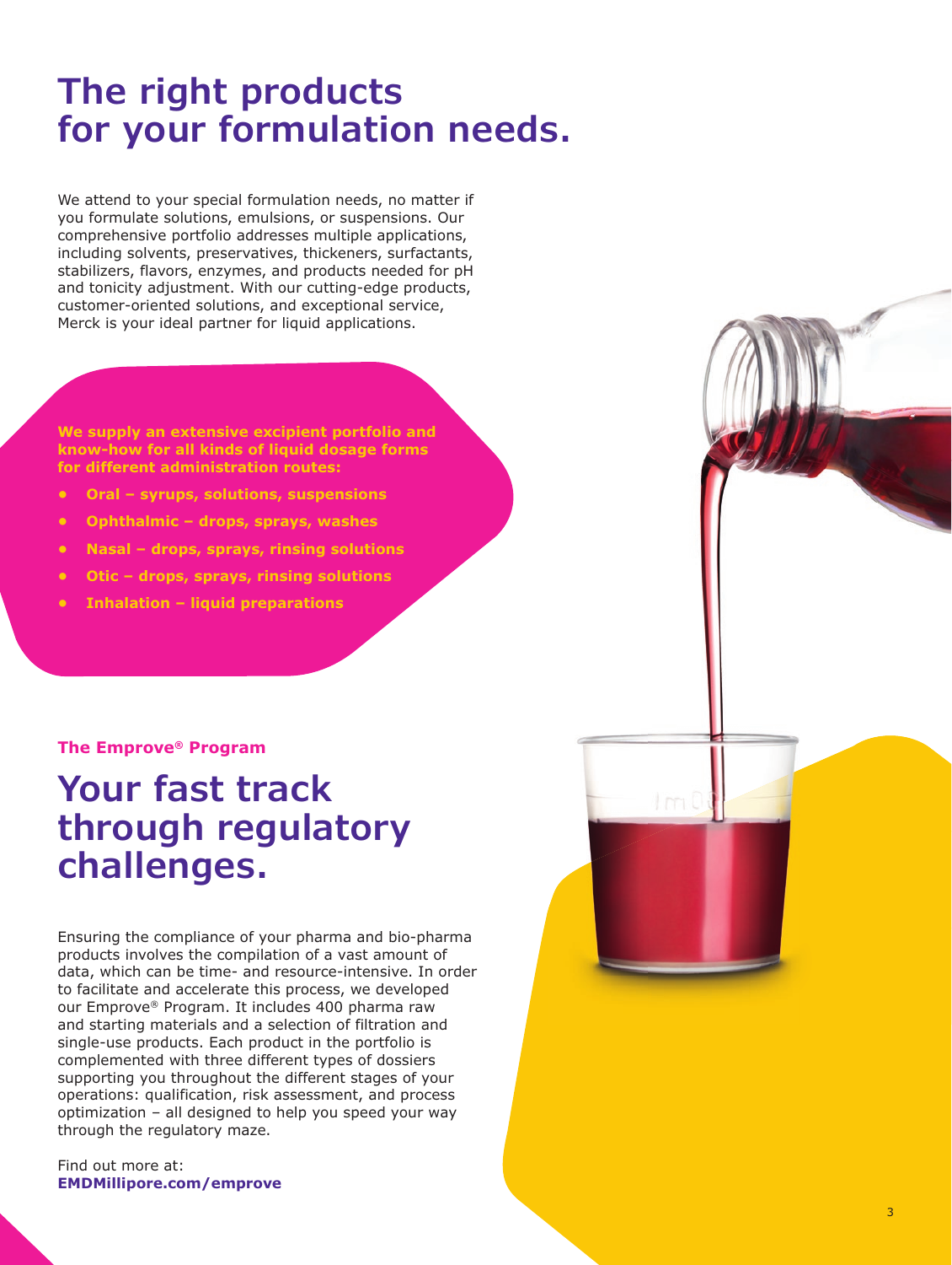# The right products for your formulation needs.

We attend to your special formulation needs, no matter if you formulate solutions, emulsions, or suspensions. Our comprehensive portfolio addresses multiple applications, including solvents, preservatives, thickeners, surfactants, stabilizers, flavors, enzymes, and products needed for pH and tonicity adjustment. With our cutting-edge products, customer-oriented solutions, and exceptional service, Merck is your ideal partner for liquid applications.

**We supply an extensive excipient portfolio and know-how for all kinds of liquid dosage forms for different administration routes:**

- **Oral – syrups, solutions, suspensions**
- **Ophthalmic – drops, sprays, washes**
- **Nasal – drops, sprays, rinsing solutions**
- **Otic – drops, sprays, rinsing solutions**
- **Inhalation – liquid preparations**

**The Emprove® Program**

## Your fast track through regulatory challenges.

Ensuring the compliance of your pharma and bio-pharma products involves the compilation of a vast amount of data, which can be time- and resource-intensive. In order to facilitate and accelerate this process, we developed our Emprove® Program. It includes 400 pharma raw and starting materials and a selection of filtration and single-use products. Each product in the portfolio is complemented with three different types of dossiers supporting you throughout the different stages of your operations: qualification, risk assessment, and process optimization – all designed to help you speed your way through the regulatory maze.

Find out more at:
**EMDMillipore.com/emprove**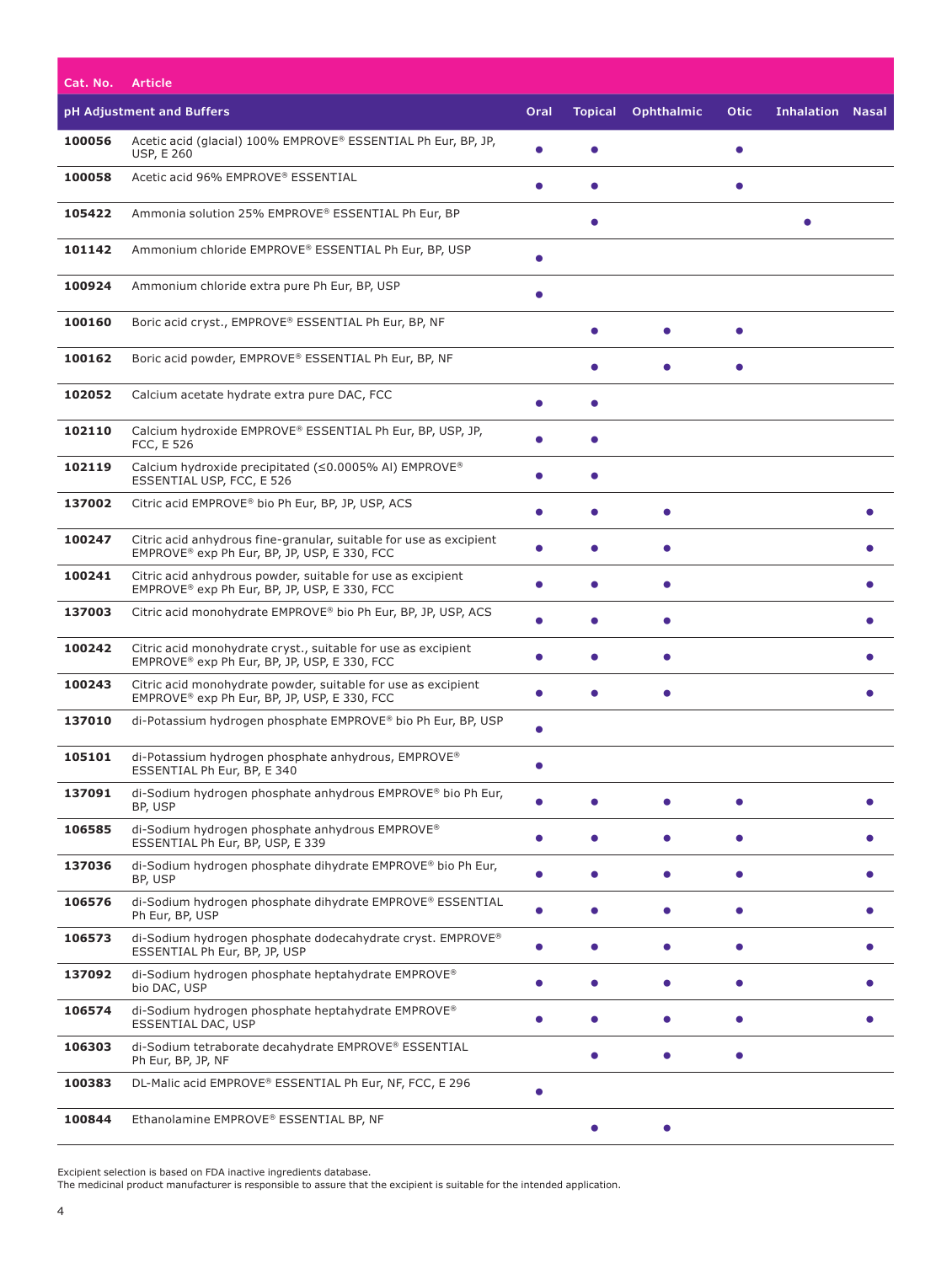| Cat. No. | Article | | | | | | |
|---|---|---|---|---|---|---|---|
| | **pH Adjustment and Buffers** | **Oral** | **Topical** | **Ophthalmic** | **Otic** | **Inhalation** | **Nasal** |
| **100056** | Acetic acid (glacial) 100% EMPROVE® ESSENTIAL Ph Eur, BP, JP, USP, E 260 | • | • | | • | | |
| **100058** | Acetic acid 96% EMPROVE® ESSENTIAL | • | • | | • | | |
| **105422** | Ammonia solution 25% EMPROVE® ESSENTIAL Ph Eur, BP | | • | | | • | |
| **101142** | Ammonium chloride EMPROVE® ESSENTIAL Ph Eur, BP, USP | • | | | | | |
| **100924** | Ammonium chloride extra pure Ph Eur, BP, USP | • | | | | | |
| **100160** | Boric acid cryst., EMPROVE® ESSENTIAL Ph Eur, BP, NF | | • | • | • | | |
| **100162** | Boric acid powder, EMPROVE® ESSENTIAL Ph Eur, BP, NF | | • | • | • | | |
| **102052** | Calcium acetate hydrate extra pure DAC, FCC | • | • | | | | |
| **102110** | Calcium hydroxide EMPROVE® ESSENTIAL Ph Eur, BP, USP, JP, FCC, E 526 | • | • | | | | |
| **102119** | Calcium hydroxide precipitated (≤0.0005% Al) EMPROVE® ESSENTIAL USP, FCC, E 526 | • | • | | | | |
| **137002** | Citric acid EMPROVE® bio Ph Eur, BP, JP, USP, ACS | • | • | • | | | • |
| **100247** | Citric acid anhydrous fine-granular, suitable for use as excipient EMPROVE® exp Ph Eur, BP, JP, USP, E 330, FCC | • | • | • | | | • |
| **100241** | Citric acid anhydrous powder, suitable for use as excipient EMPROVE® exp Ph Eur, BP, JP, USP, E 330, FCC | • | • | • | | | • |
| **137003** | Citric acid monohydrate EMPROVE® bio Ph Eur, BP, JP, USP, ACS | • | • | • | | | • |
| **100242** | Citric acid monohydrate cryst., suitable for use as excipient EMPROVE® exp Ph Eur, BP, JP, USP, E 330, FCC | • | • | • | | | • |
| **100243** | Citric acid monohydrate powder, suitable for use as excipient EMPROVE® exp Ph Eur, BP, JP, USP, E 330, FCC | • | • | • | | | • |
| **137010** | di-Potassium hydrogen phosphate EMPROVE® bio Ph Eur, BP, USP | • | | | | | |
| **105101** | di-Potassium hydrogen phosphate anhydrous, EMPROVE® ESSENTIAL Ph Eur, BP, E 340 | • | | | | | |
| **137091** | di-Sodium hydrogen phosphate anhydrous EMPROVE® bio Ph Eur, BP, USP | • | • | • | • | | • |
| **106585** | di-Sodium hydrogen phosphate anhydrous EMPROVE® ESSENTIAL Ph Eur, BP, USP, E 339 | • | • | • | • | | • |
| **137036** | di-Sodium hydrogen phosphate dihydrate EMPROVE® bio Ph Eur, BP, USP | • | • | • | • | | • |
| **106576** | di-Sodium hydrogen phosphate dihydrate EMPROVE® ESSENTIAL Ph Eur, BP, USP | • | • | • | • | | • |
| **106573** | di-Sodium hydrogen phosphate dodecahydrate cryst. EMPROVE® ESSENTIAL Ph Eur, BP, JP, USP | • | • | • | • | | • |
| **137092** | di-Sodium hydrogen phosphate heptahydrate EMPROVE® bio DAC, USP | • | • | • | • | | • |
| **106574** | di-Sodium hydrogen phosphate heptahydrate EMPROVE® ESSENTIAL DAC, USP | • | • | • | • | | • |
| **106303** | di-Sodium tetraborate decahydrate EMPROVE® ESSENTIAL Ph Eur, BP, JP, NF | | • | • | • | | |
| **100383** | DL-Malic acid EMPROVE® ESSENTIAL Ph Eur, NF, FCC, E 296 | • | | | | | |
| **100844** | Ethanolamine EMPROVE® ESSENTIAL BP, NF | | • | • | | | |

Excipient selection is based on FDA inactive ingredients database.
The medicinal product manufacturer is responsible to assure that the excipient is suitable for the intended application.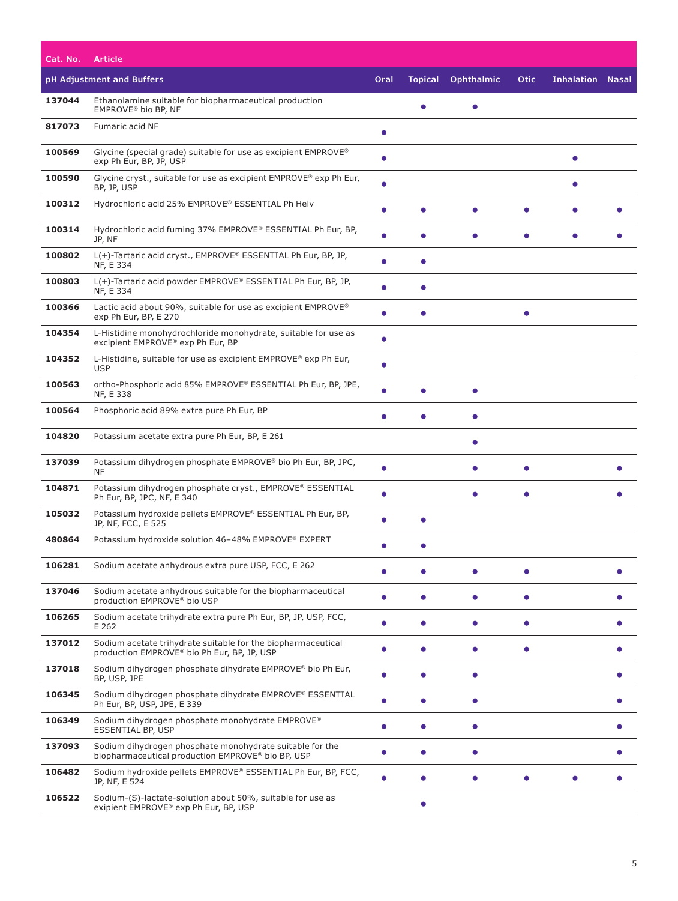| Cat. No. | Article | | | | | | |
|---|---|---|---|---|---|---|---|
| | **pH Adjustment and Buffers** | **Oral** | **Topical** | **Ophthalmic** | **Otic** | **Inhalation** | **Nasal** |
| **137044** | Ethanolamine suitable for biopharmaceutical production EMPROVE® bio BP, NF | | ● | ● | | | |
| **817073** | Fumaric acid NF | ● | | | | | |
| **100569** | Glycine (special grade) suitable for use as excipient EMPROVE® exp Ph Eur, BP, JP, USP | ● | | | | ● | |
| **100590** | Glycine cryst., suitable for use as excipient EMPROVE® exp Ph Eur, BP, JP, USP | ● | | | | ● | |
| **100312** | Hydrochloric acid 25% EMPROVE® ESSENTIAL Ph Helv | ● | ● | ● | ● | ● | ● |
| **100314** | Hydrochloric acid fuming 37% EMPROVE® ESSENTIAL Ph Eur, BP, JP, NF | ● | ● | ● | ● | ● | ● |
| **100802** | L(+)-Tartaric acid cryst., EMPROVE® ESSENTIAL Ph Eur, BP, JP, NF, E 334 | ● | ● | | | | |
| **100803** | L(+)-Tartaric acid powder EMPROVE® ESSENTIAL Ph Eur, BP, JP, NF, E 334 | ● | ● | | | | |
| **100366** | Lactic acid about 90%, suitable for use as excipient EMPROVE® exp Ph Eur, BP, E 270 | ● | ● | | ● | | |
| **104354** | L-Histidine monohydrochloride monohydrate, suitable for use as excipient EMPROVE® exp Ph Eur, BP | ● | | | | | |
| **104352** | L-Histidine, suitable for use as excipient EMPROVE® exp Ph Eur, USP | ● | | | | | |
| **100563** | ortho-Phosphoric acid 85% EMPROVE® ESSENTIAL Ph Eur, BP, JPE, NF, E 338 | ● | ● | ● | | | |
| **100564** | Phosphoric acid 89% extra pure Ph Eur, BP | ● | ● | ● | | | |
| **104820** | Potassium acetate extra pure Ph Eur, BP, E 261 | | | ● | | | |
| **137039** | Potassium dihydrogen phosphate EMPROVE® bio Ph Eur, BP, JPC, NF | ● | | ● | ● | | ● |
| **104871** | Potassium dihydrogen phosphate cryst., EMPROVE® ESSENTIAL Ph Eur, BP, JPC, NF, E 340 | ● | | ● | ● | | ● |
| **105032** | Potassium hydroxide pellets EMPROVE® ESSENTIAL Ph Eur, BP, JP, NF, FCC, E 525 | ● | ● | | | | |
| **480864** | Potassium hydroxide solution 46–48% EMPROVE® EXPERT | ● | ● | | | | |
| **106281** | Sodium acetate anhydrous extra pure USP, FCC, E 262 | ● | ● | ● | ● | | ● |
| **137046** | Sodium acetate anhydrous suitable for the biopharmaceutical production EMPROVE® bio USP | ● | ● | ● | ● | | ● |
| **106265** | Sodium acetate trihydrate extra pure Ph Eur, BP, JP, USP, FCC, E 262 | ● | ● | ● | ● | | ● |
| **137012** | Sodium acetate trihydrate suitable for the biopharmaceutical production EMPROVE® bio Ph Eur, BP, JP, USP | ● | ● | ● | ● | | ● |
| **137018** | Sodium dihydrogen phosphate dihydrate EMPROVE® bio Ph Eur, BP, USP, JPE | ● | ● | ● | | | ● |
| **106345** | Sodium dihydrogen phosphate dihydrate EMPROVE® ESSENTIAL Ph Eur, BP, USP, JPE, E 339 | ● | ● | ● | | | ● |
| **106349** | Sodium dihydrogen phosphate monohydrate EMPROVE® ESSENTIAL BP, USP | ● | ● | ● | | | ● |
| **137093** | Sodium dihydrogen phosphate monohydrate suitable for the biopharmaceutical production EMPROVE® bio BP, USP | ● | ● | ● | | | ● |
| **106482** | Sodium hydroxide pellets EMPROVE® ESSENTIAL Ph Eur, BP, FCC, JP, NF, E 524 | ● | ● | ● | ● | ● | ● |
| **106522** | Sodium-(S)-lactate-solution about 50%, suitable for use as exipient EMPROVE® exp Ph Eur, BP, USP | | ● | | | | |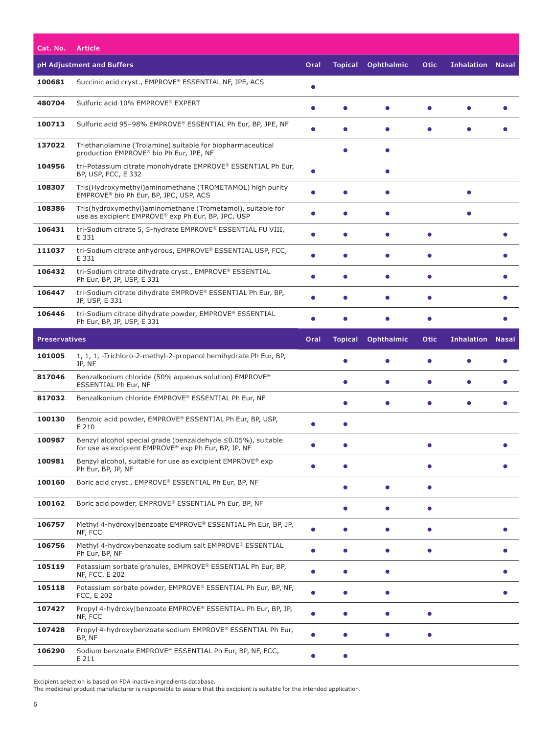| Cat. No. | Article | | | | | | |
|---|---|---|---|---|---|---|---|
| **pH Adjustment and Buffers** | | **Oral** | **Topical** | **Ophthalmic** | **Otic** | **Inhalation** | **Nasal** |
| **100681** | Succinic acid cryst., EMPROVE® ESSENTIAL NF, JPE, ACS | ● | | | | | |
| **480704** | Sulfuric acid 10% EMPROVE® EXPERT | ● | ● | ● | ● | ● | ● |
| **100713** | Sulfuric acid 95–98% EMPROVE® ESSENTIAL Ph Eur, BP, JPE, NF | ● | ● | ● | ● | ● | ● |
| **137022** | Triethanolamine (Trolamine) suitable for biopharmaceutical production EMPROVE® bio Ph Eur, JPE, NF | | ● | ● | | | |
| **104956** | tri-Potassium citrate monohydrate EMPROVE® ESSENTIAL Ph Eur, BP, USP, FCC, E 332 | ● | | ● | | | |
| **108307** | Tris(Hydroxymethyl)aminomethane (TROMETAMOL) high purity EMPROVE® bio Ph Eur, BP, JPC, USP, ACS | ● | ● | ● | | ● | |
| **108386** | Tris(hydroxymethyl)aminomethane (Trometamol), suitable for use as excipient EMPROVE® exp Ph Eur, BP, JPC, USP | ● | ● | ● | | ● | |
| **106431** | tri-Sodium citrate 5, 5-hydrate EMPROVE® ESSENTIAL FU VIII, E 331 | ● | ● | ● | ● | | ● |
| **111037** | tri-Sodium citrate anhydrous, EMPROVE® ESSENTIAL USP, FCC, E 331 | ● | ● | ● | ● | | ● |
| **106432** | tri-Sodium citrate dihydrate cryst., EMPROVE® ESSENTIAL Ph Eur, BP, JP, USP, E 331 | ● | ● | ● | ● | | ● |
| **106447** | tri-Sodium citrate dihydrate EMPROVE® ESSENTIAL Ph Eur, BP, JP, USP, E 331 | ● | ● | ● | ● | | ● |
| **106446** | tri-Sodium citrate dihydrate powder, EMPROVE® ESSENTIAL Ph Eur, BP, JP, USP, E 331 | ● | ● | ● | ● | | ● |
| **Preservatives** | | **Oral** | **Topical** | **Ophthalmic** | **Otic** | **Inhalation** | **Nasal** |
| **101005** | 1, 1, 1, -Trichloro-2-methyl-2-propanol hemihydrate Ph Eur, BP, JP, NF | | ● | ● | ● | ● | ● |
| **817046** | Benzalkonium chloride (50% aqueous solution) EMPROVE® ESSENTIAL Ph Eur, NF | | ● | ● | ● | ● | ● |
| **817032** | Benzalkonium chloride EMPROVE® ESSENTIAL Ph Eur, NF | | ● | ● | ● | ● | ● |
| **100130** | Benzoic acid powder, EMPROVE® ESSENTIAL Ph Eur, BP, USP, E 210 | ● | ● | | | | |
| **100987** | Benzyl alcohol special grade (benzaldehyde ≤0.05%), suitable for use as excipient EMPROVE® exp Ph Eur, BP, JP, NF | ● | ● | | ● | | ● |
| **100981** | Benzyl alcohol, suitable for use as excipient EMPROVE® exp Ph Eur, BP, JP, NF | ● | ● | | ● | | ● |
| **100160** | Boric acid cryst., EMPROVE® ESSENTIAL Ph Eur, BP, NF | | ● | ● | ● | | |
| **100162** | Boric acid powder, EMPROVE® ESSENTIAL Ph Eur, BP, NF | | ● | ● | ● | | |
| **106757** | Methyl 4-hydroxy|benzoate EMPROVE® ESSENTIAL Ph Eur, BP, JP, NF, FCC | ● | ● | ● | ● | | ● |
| **106756** | Methyl 4-hydroxybenzoate sodium salt EMPROVE® ESSENTIAL Ph Eur, BP, NF | ● | ● | ● | ● | | ● |
| **105119** | Potassium sorbate granules, EMPROVE® ESSENTIAL Ph Eur, BP, NF, FCC, E 202 | ● | ● | ● | | | ● |
| **105118** | Potassium sorbate powder, EMPROVE® ESSENTIAL Ph Eur, BP, NF, FCC, E 202 | ● | ● | ● | | | ● |
| **107427** | Propyl 4-hydroxy|benzoate EMPROVE® ESSENTIAL Ph Eur, BP, JP, NF, FCC | ● | ● | ● | ● | | |
| **107428** | Propyl 4-hydroxybenzoate sodium EMPROVE® ESSENTIAL Ph Eur, BP, NF | ● | ● | ● | ● | | |
| **106290** | Sodium benzoate EMPROVE® ESSENTIAL Ph Eur, BP, NF, FCC, E 211 | ● | ● | | | | |

Excipient selection is based on FDA inactive ingredients database.
The medicinal product manufacturer is responsible to assure that the excipient is suitable for the intended application.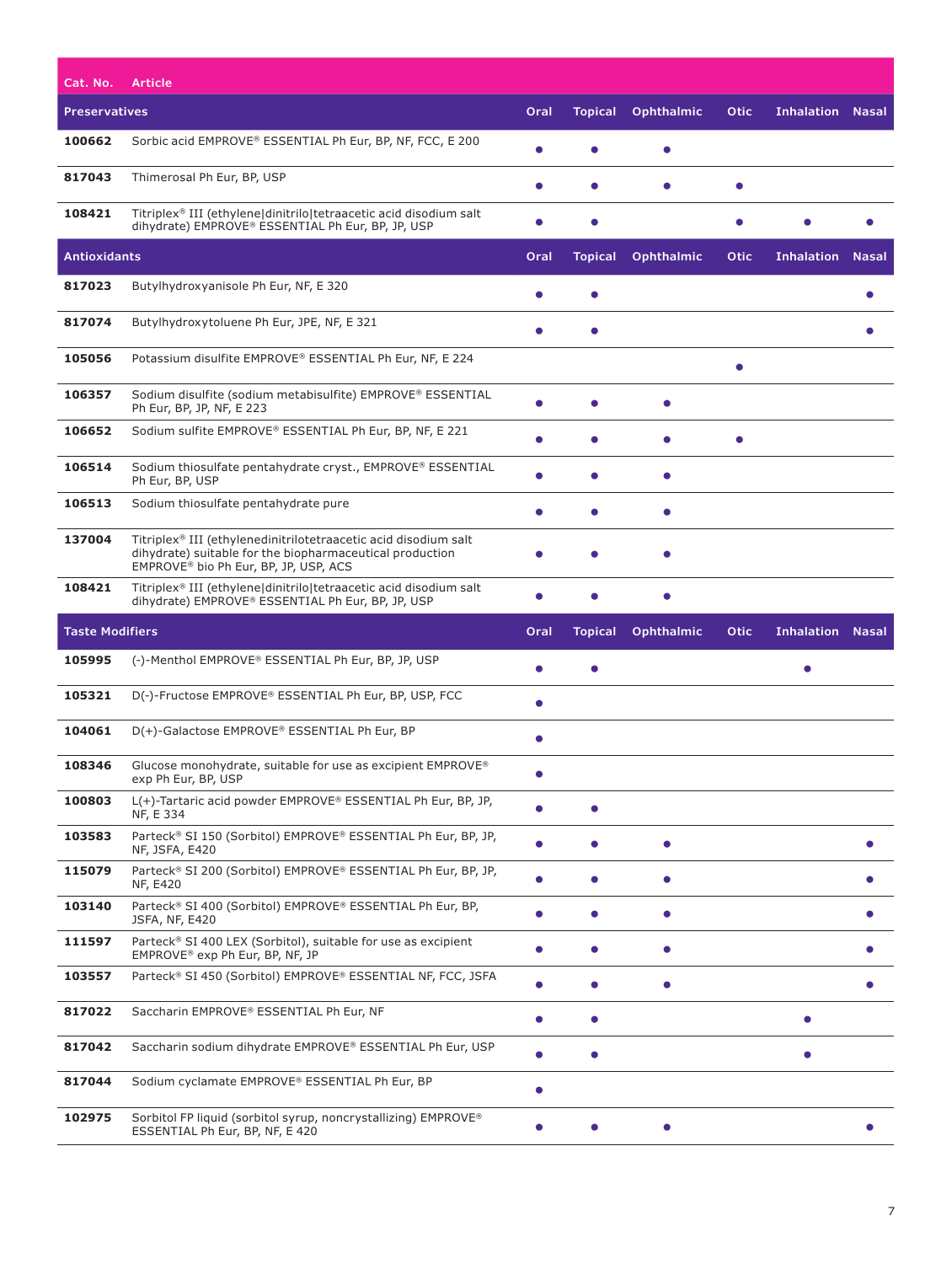| Cat. No. | Article | | | | | | |
|---|---|---|---|---|---|---|---|
| **Preservatives** | | **Oral** | **Topical** | **Ophthalmic** | **Otic** | **Inhalation** | **Nasal** |
| 100662 | Sorbic acid EMPROVE® ESSENTIAL Ph Eur, BP, NF, FCC, E 200 | • | • | • | | | |
| 817043 | Thimerosal Ph Eur, BP, USP | • | • | • | • | | |
| 108421 | Titriplex® III (ethylene\|dinitrilo\|tetraacetic acid disodium salt dihydrate) EMPROVE® ESSENTIAL Ph Eur, BP, JP, USP | • | • | | • | • | • |
| **Antioxidants** | | **Oral** | **Topical** | **Ophthalmic** | **Otic** | **Inhalation** | **Nasal** |
| 817023 | Butylhydroxyanisole Ph Eur, NF, E 320 | • | • | | | | • |
| 817074 | Butylhydroxytoluene Ph Eur, JPE, NF, E 321 | • | • | | | | • |
| 105056 | Potassium disulfite EMPROVE® ESSENTIAL Ph Eur, NF, E 224 | | | | • | | |
| 106357 | Sodium disulfite (sodium metabisulfite) EMPROVE® ESSENTIAL Ph Eur, BP, JP, NF, E 223 | • | • | • | | | |
| 106652 | Sodium sulfite EMPROVE® ESSENTIAL Ph Eur, BP, NF, E 221 | • | • | • | • | | |
| 106514 | Sodium thiosulfate pentahydrate cryst., EMPROVE® ESSENTIAL Ph Eur, BP, USP | • | • | • | | | |
| 106513 | Sodium thiosulfate pentahydrate pure | • | • | • | | | |
| 137004 | Titriplex® III (ethylenedinitrilotetraacetic acid disodium salt dihydrate) suitable for the biopharmaceutical production EMPROVE® bio Ph Eur, BP, JP, USP, ACS | • | • | • | | | |
| 108421 | Titriplex® III (ethylene\|dinitrilo\|tetraacetic acid disodium salt dihydrate) EMPROVE® ESSENTIAL Ph Eur, BP, JP, USP | • | • | • | | | |
| **Taste Modifiers** | | **Oral** | **Topical** | **Ophthalmic** | **Otic** | **Inhalation** | **Nasal** |
| 105995 | (-)-Menthol EMPROVE® ESSENTIAL Ph Eur, BP, JP, USP | • | • | | | • | |
| 105321 | D(-)-Fructose EMPROVE® ESSENTIAL Ph Eur, BP, USP, FCC | • | | | | | |
| 104061 | D(+)-Galactose EMPROVE® ESSENTIAL Ph Eur, BP | • | | | | | |
| 108346 | Glucose monohydrate, suitable for use as excipient EMPROVE® exp Ph Eur, BP, USP | • | | | | | |
| 100803 | L(+)-Tartaric acid powder EMPROVE® ESSENTIAL Ph Eur, BP, JP, NF, E 334 | • | • | | | | |
| 103583 | Parteck® SI 150 (Sorbitol) EMPROVE® ESSENTIAL Ph Eur, BP, JP, NF, JSFA, E420 | • | • | • | | | • |
| 115079 | Parteck® SI 200 (Sorbitol) EMPROVE® ESSENTIAL Ph Eur, BP, JP, NF, E420 | • | • | • | | | • |
| 103140 | Parteck® SI 400 (Sorbitol) EMPROVE® ESSENTIAL Ph Eur, BP, JSFA, NF, E420 | • | • | • | | | • |
| 111597 | Parteck® SI 400 LEX (Sorbitol), suitable for use as excipient EMPROVE® exp Ph Eur, BP, NF, JP | • | • | • | | | • |
| 103557 | Parteck® SI 450 (Sorbitol) EMPROVE® ESSENTIAL NF, FCC, JSFA | • | • | • | | | • |
| 817022 | Saccharin EMPROVE® ESSENTIAL Ph Eur, NF | • | • | | | • | |
| 817042 | Saccharin sodium dihydrate EMPROVE® ESSENTIAL Ph Eur, USP | • | • | | | • | |
| 817044 | Sodium cyclamate EMPROVE® ESSENTIAL Ph Eur, BP | • | | | | | |
| 102975 | Sorbitol FP liquid (sorbitol syrup, noncrystallizing) EMPROVE® ESSENTIAL Ph Eur, BP, NF, E 420 | • | • | • | | | • |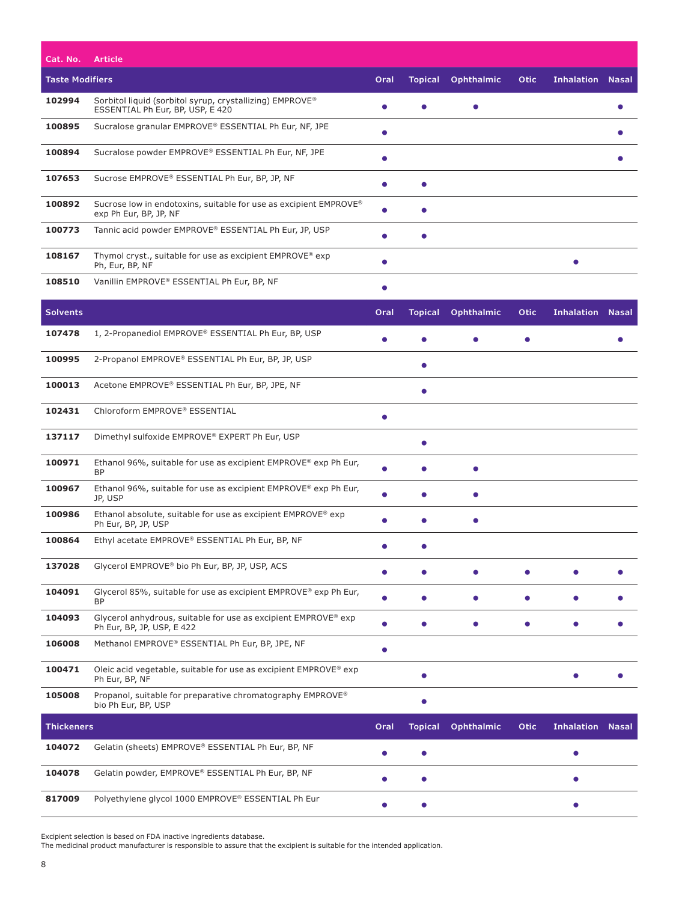| Cat. No. | Article | Oral | Topical | Ophthalmic | Otic | Inhalation | Nasal |
|---|---|---|---|---|---|---|---|
| **Taste Modifiers** | | **Oral** | **Topical** | **Ophthalmic** | **Otic** | **Inhalation** | **Nasal** |
| **102994** | Sorbitol liquid (sorbitol syrup, crystallizing) EMPROVE® ESSENTIAL Ph Eur, BP, USP, E 420 | ● | ● | ● | | | ● |
| **100895** | Sucralose granular EMPROVE® ESSENTIAL Ph Eur, NF, JPE | ● | | | | | ● |
| **100894** | Sucralose powder EMPROVE® ESSENTIAL Ph Eur, NF, JPE | ● | | | | | ● |
| **107653** | Sucrose EMPROVE® ESSENTIAL Ph Eur, BP, JP, NF | ● | ● | | | | |
| **100892** | Sucrose low in endotoxins, suitable for use as excipient EMPROVE® exp Ph Eur, BP, JP, NF | ● | ● | | | | |
| **100773** | Tannic acid powder EMPROVE® ESSENTIAL Ph Eur, JP, USP | ● | ● | | | | |
| **108167** | Thymol cryst., suitable for use as excipient EMPROVE® exp Ph, Eur, BP, NF | ● | | | | ● | |
| **108510** | Vanillin EMPROVE® ESSENTIAL Ph Eur, BP, NF | ● | | | | | |
| **Solvents** | | **Oral** | **Topical** | **Ophthalmic** | **Otic** | **Inhalation** | **Nasal** |
| **107478** | 1, 2-Propanediol EMPROVE® ESSENTIAL Ph Eur, BP, USP | ● | ● | ● | ● | | ● |
| **100995** | 2-Propanol EMPROVE® ESSENTIAL Ph Eur, BP, JP, USP | | ● | | | | |
| **100013** | Acetone EMPROVE® ESSENTIAL Ph Eur, BP, JPE, NF | | ● | | | | |
| **102431** | Chloroform EMPROVE® ESSENTIAL | ● | | | | | |
| **137117** | Dimethyl sulfoxide EMPROVE® EXPERT Ph Eur, USP | | ● | | | | |
| **100971** | Ethanol 96%, suitable for use as excipient EMPROVE® exp Ph Eur, BP | ● | ● | ● | | | |
| **100967** | Ethanol 96%, suitable for use as excipient EMPROVE® exp Ph Eur, JP, USP | ● | ● | ● | | | |
| **100986** | Ethanol absolute, suitable for use as excipient EMPROVE® exp Ph Eur, BP, JP, USP | ● | ● | ● | | | |
| **100864** | Ethyl acetate EMPROVE® ESSENTIAL Ph Eur, BP, NF | ● | ● | | | | |
| **137028** | Glycerol EMPROVE® bio Ph Eur, BP, JP, USP, ACS | ● | ● | ● | ● | ● | ● |
| **104091** | Glycerol 85%, suitable for use as excipient EMPROVE® exp Ph Eur, BP | ● | ● | ● | ● | ● | ● |
| **104093** | Glycerol anhydrous, suitable for use as excipient EMPROVE® exp Ph Eur, BP, JP, USP, E 422 | ● | ● | ● | ● | ● | ● |
| **106008** | Methanol EMPROVE® ESSENTIAL Ph Eur, BP, JPE, NF | ● | | | | | |
| **100471** | Oleic acid vegetable, suitable for use as excipient EMPROVE® exp Ph Eur, BP, NF | | ● | | | ● | ● |
| **105008** | Propanol, suitable for preparative chromatography EMPROVE® bio Ph Eur, BP, USP | | ● | | | | |
| **Thickeners** | | **Oral** | **Topical** | **Ophthalmic** | **Otic** | **Inhalation** | **Nasal** |
| **104072** | Gelatin (sheets) EMPROVE® ESSENTIAL Ph Eur, BP, NF | ● | ● | | | ● | |
| **104078** | Gelatin powder, EMPROVE® ESSENTIAL Ph Eur, BP, NF | ● | ● | | | ● | |
| **817009** | Polyethylene glycol 1000 EMPROVE® ESSENTIAL Ph Eur | ● | ● | | | ● | |

Excipient selection is based on FDA inactive ingredients database.
The medicinal product manufacturer is responsible to assure that the excipient is suitable for the intended application.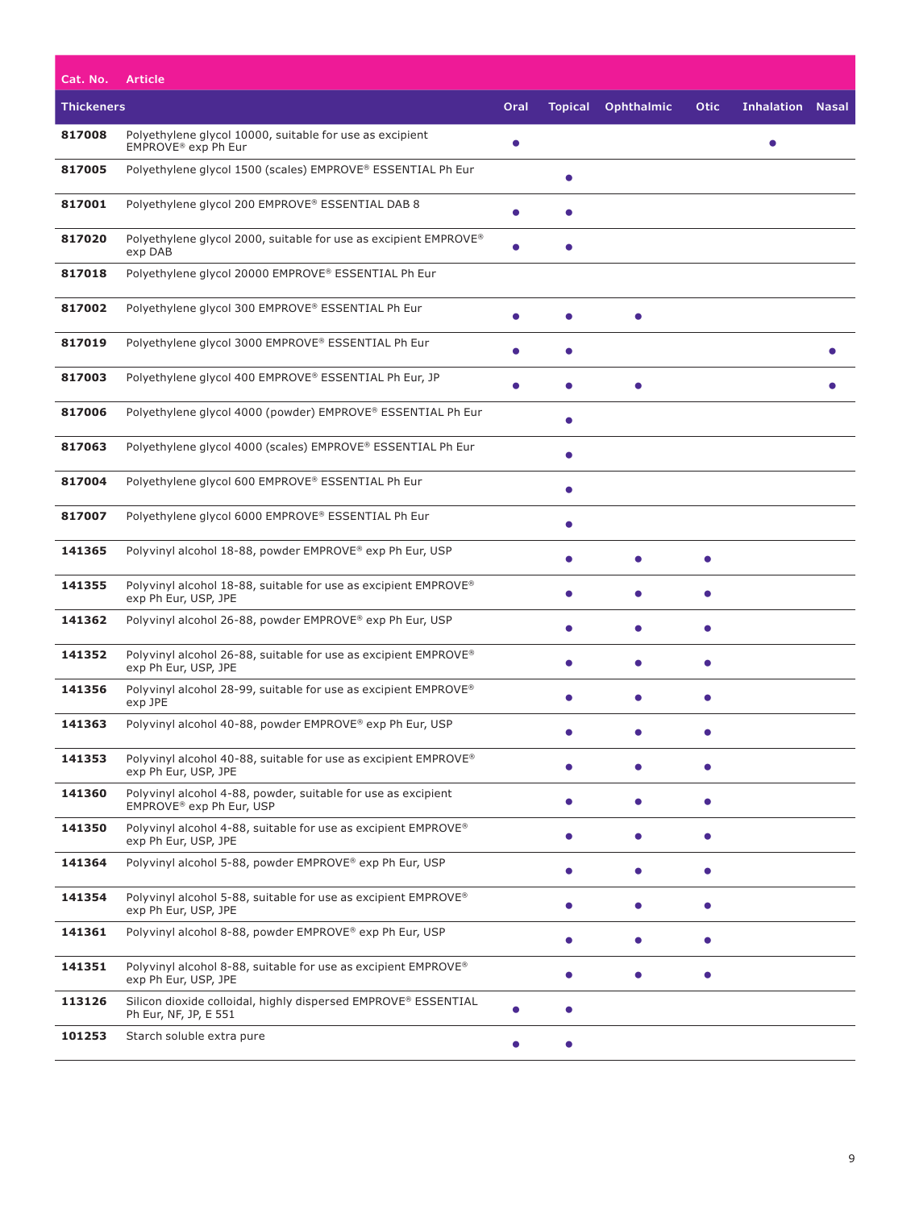| Cat. No. | Article | | | | | | |
|---|---|---|---|---|---|---|---|
| **Thickeners** | | **Oral** | **Topical** | **Ophthalmic** | **Otic** | **Inhalation** | **Nasal** |
| **817008** | Polyethylene glycol 10000, suitable for use as excipient EMPROVE® exp Ph Eur | ● | | | | ● | |
| **817005** | Polyethylene glycol 1500 (scales) EMPROVE® ESSENTIAL Ph Eur | | ● | | | | |
| **817001** | Polyethylene glycol 200 EMPROVE® ESSENTIAL DAB 8 | ● | ● | | | | |
| **817020** | Polyethylene glycol 2000, suitable for use as excipient EMPROVE® exp DAB | ● | ● | | | | |
| **817018** | Polyethylene glycol 20000 EMPROVE® ESSENTIAL Ph Eur | | | | | | |
| **817002** | Polyethylene glycol 300 EMPROVE® ESSENTIAL Ph Eur | ● | ● | ● | | | |
| **817019** | Polyethylene glycol 3000 EMPROVE® ESSENTIAL Ph Eur | ● | ● | | | | ● |
| **817003** | Polyethylene glycol 400 EMPROVE® ESSENTIAL Ph Eur, JP | ● | ● | ● | | | ● |
| **817006** | Polyethylene glycol 4000 (powder) EMPROVE® ESSENTIAL Ph Eur | | ● | | | | |
| **817063** | Polyethylene glycol 4000 (scales) EMPROVE® ESSENTIAL Ph Eur | | ● | | | | |
| **817004** | Polyethylene glycol 600 EMPROVE® ESSENTIAL Ph Eur | | ● | | | | |
| **817007** | Polyethylene glycol 6000 EMPROVE® ESSENTIAL Ph Eur | | ● | | | | |
| **141365** | Polyvinyl alcohol 18-88, powder EMPROVE® exp Ph Eur, USP | | ● | ● | ● | | |
| **141355** | Polyvinyl alcohol 18-88, suitable for use as excipient EMPROVE® exp Ph Eur, USP, JPE | | ● | ● | ● | | |
| **141362** | Polyvinyl alcohol 26-88, powder EMPROVE® exp Ph Eur, USP | | ● | ● | ● | | |
| **141352** | Polyvinyl alcohol 26-88, suitable for use as excipient EMPROVE® exp Ph Eur, USP, JPE | | ● | ● | ● | | |
| **141356** | Polyvinyl alcohol 28-99, suitable for use as excipient EMPROVE® exp JPE | | ● | ● | ● | | |
| **141363** | Polyvinyl alcohol 40-88, powder EMPROVE® exp Ph Eur, USP | | ● | ● | ● | | |
| **141353** | Polyvinyl alcohol 40-88, suitable for use as excipient EMPROVE® exp Ph Eur, USP, JPE | | ● | ● | ● | | |
| **141360** | Polyvinyl alcohol 4-88, powder, suitable for use as excipient EMPROVE® exp Ph Eur, USP | | ● | ● | ● | | |
| **141350** | Polyvinyl alcohol 4-88, suitable for use as excipient EMPROVE® exp Ph Eur, USP, JPE | | ● | ● | ● | | |
| **141364** | Polyvinyl alcohol 5-88, powder EMPROVE® exp Ph Eur, USP | | ● | ● | ● | | |
| **141354** | Polyvinyl alcohol 5-88, suitable for use as excipient EMPROVE® exp Ph Eur, USP, JPE | | ● | ● | ● | | |
| **141361** | Polyvinyl alcohol 8-88, powder EMPROVE® exp Ph Eur, USP | | ● | ● | ● | | |
| **141351** | Polyvinyl alcohol 8-88, suitable for use as excipient EMPROVE® exp Ph Eur, USP, JPE | | ● | ● | ● | | |
| **113126** | Silicon dioxide colloidal, highly dispersed EMPROVE® ESSENTIAL Ph Eur, NF, JP, E 551 | ● | ● | | | | |
| **101253** | Starch soluble extra pure | ● | ● | | | | |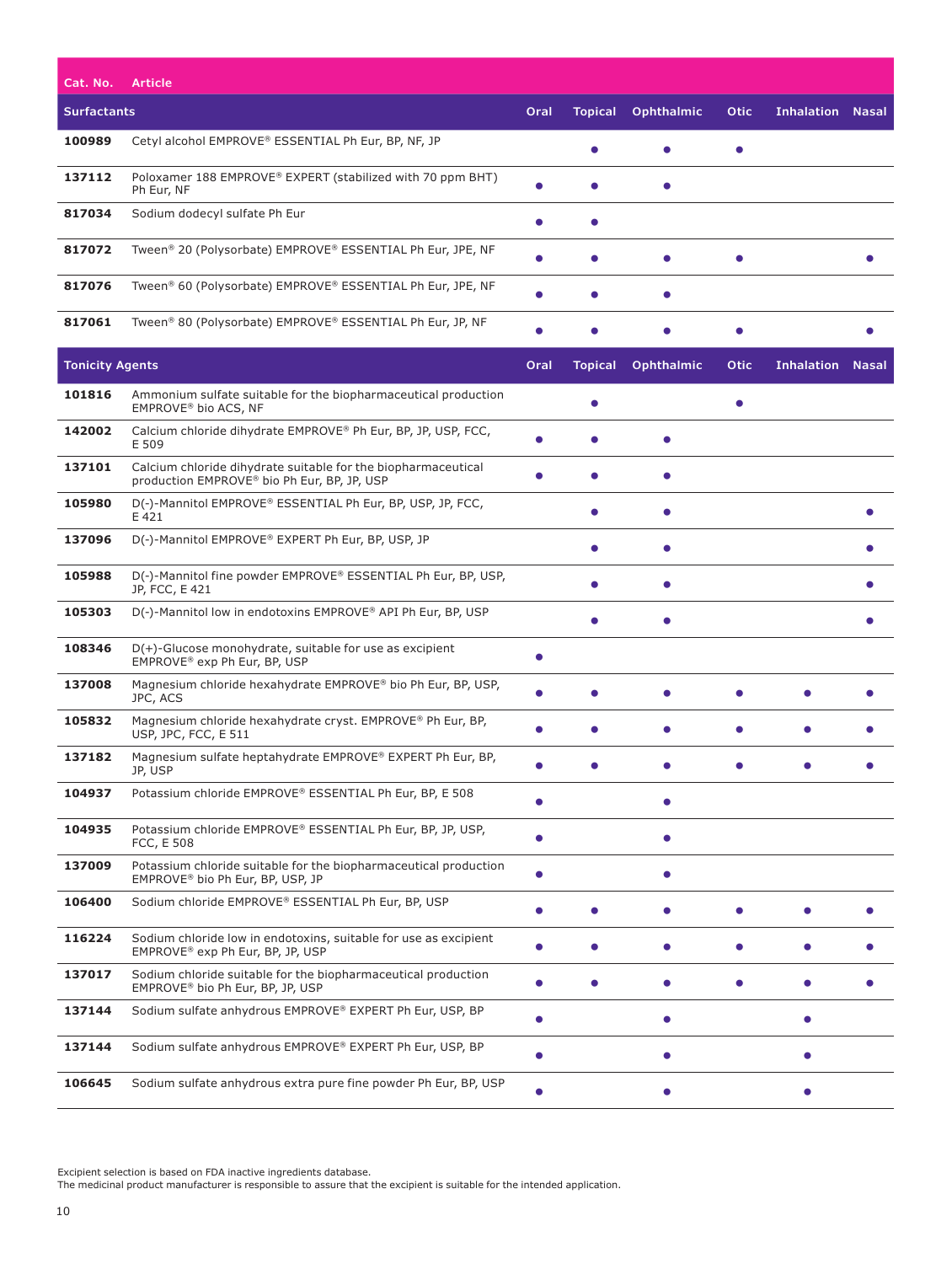| Cat. No. | Article | Oral | Topical | Ophthalmic | Otic | Inhalation | Nasal |
|---|---|---|---|---|---|---|---|
| **Surfactants** | | **Oral** | **Topical** | **Ophthalmic** | **Otic** | **Inhalation** | **Nasal** |
| **100989** | Cetyl alcohol EMPROVE® ESSENTIAL Ph Eur, BP, NF, JP | | ● | ● | ● | | |
| **137112** | Poloxamer 188 EMPROVE® EXPERT (stabilized with 70 ppm BHT) Ph Eur, NF | ● | ● | ● | | | |
| **817034** | Sodium dodecyl sulfate Ph Eur | ● | ● | | | | |
| **817072** | Tween® 20 (Polysorbate) EMPROVE® ESSENTIAL Ph Eur, JPE, NF | ● | ● | ● | ● | | ● |
| **817076** | Tween® 60 (Polysorbate) EMPROVE® ESSENTIAL Ph Eur, JPE, NF | ● | ● | ● | | | |
| **817061** | Tween® 80 (Polysorbate) EMPROVE® ESSENTIAL Ph Eur, JP, NF | ● | ● | ● | ● | | ● |
| **Tonicity Agents** | | **Oral** | **Topical** | **Ophthalmic** | **Otic** | **Inhalation** | **Nasal** |
| **101816** | Ammonium sulfate suitable for the biopharmaceutical production EMPROVE® bio ACS, NF | | ● | | ● | | |
| **142002** | Calcium chloride dihydrate EMPROVE® Ph Eur, BP, JP, USP, FCC, E 509 | ● | ● | ● | | | |
| **137101** | Calcium chloride dihydrate suitable for the biopharmaceutical production EMPROVE® bio Ph Eur, BP, JP, USP | ● | ● | ● | | | |
| **105980** | D(-)-Mannitol EMPROVE® ESSENTIAL Ph Eur, BP, USP, JP, FCC, E 421 | | ● | ● | | | ● |
| **137096** | D(-)-Mannitol EMPROVE® EXPERT Ph Eur, BP, USP, JP | | ● | ● | | | ● |
| **105988** | D(-)-Mannitol fine powder EMPROVE® ESSENTIAL Ph Eur, BP, USP, JP, FCC, E 421 | | ● | ● | | | ● |
| **105303** | D(-)-Mannitol low in endotoxins EMPROVE® API Ph Eur, BP, USP | | ● | ● | | | ● |
| **108346** | D(+)-Glucose monohydrate, suitable for use as excipient EMPROVE® exp Ph Eur, BP, USP | ● | | | | | |
| **137008** | Magnesium chloride hexahydrate EMPROVE® bio Ph Eur, BP, USP, JPC, ACS | ● | ● | ● | ● | ● | ● |
| **105832** | Magnesium chloride hexahydrate cryst. EMPROVE® Ph Eur, BP, USP, JPC, FCC, E 511 | ● | ● | ● | ● | ● | ● |
| **137182** | Magnesium sulfate heptahydrate EMPROVE® EXPERT Ph Eur, BP, JP, USP | ● | ● | ● | ● | ● | ● |
| **104937** | Potassium chloride EMPROVE® ESSENTIAL Ph Eur, BP, E 508 | ● | | ● | | | |
| **104935** | Potassium chloride EMPROVE® ESSENTIAL Ph Eur, BP, JP, USP, FCC, E 508 | ● | | ● | | | |
| **137009** | Potassium chloride suitable for the biopharmaceutical production EMPROVE® bio Ph Eur, BP, USP, JP | ● | | ● | | | |
| **106400** | Sodium chloride EMPROVE® ESSENTIAL Ph Eur, BP, USP | ● | ● | ● | ● | ● | ● |
| **116224** | Sodium chloride low in endotoxins, suitable for use as excipient EMPROVE® exp Ph Eur, BP, JP, USP | ● | ● | ● | ● | ● | ● |
| **137017** | Sodium chloride suitable for the biopharmaceutical production EMPROVE® bio Ph Eur, BP, JP, USP | ● | ● | ● | ● | ● | ● |
| **137144** | Sodium sulfate anhydrous EMPROVE® EXPERT Ph Eur, USP, BP | ● | | ● | | ● | |
| **137144** | Sodium sulfate anhydrous EMPROVE® EXPERT Ph Eur, USP, BP | ● | | ● | | ● | |
| **106645** | Sodium sulfate anhydrous extra pure fine powder Ph Eur, BP, USP | ● | | ● | | ● | |

Excipient selection is based on FDA inactive ingredients database.
The medicinal product manufacturer is responsible to assure that the excipient is suitable for the intended application.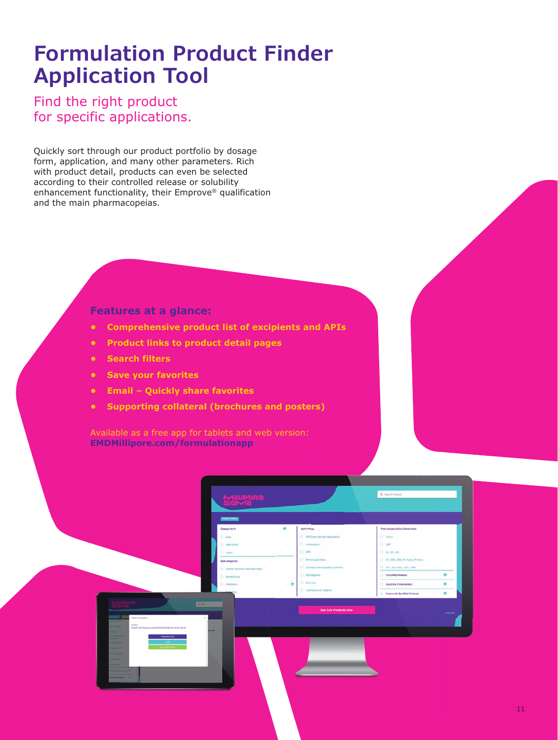# Formulation Product Finder Application Tool

## Find the right product for specific applications.

Quickly sort through our product portfolio by dosage form, application, and many other parameters. Rich with product detail, products can even be selected according to their controlled release or solubility enhancement functionality, their Emprove® qualification and the main pharmacopeias.

### Features at a glance:

- **Comprehensive product list of excipients and APIs**
- **Product links to product detail pages**
- **Search filters**
- **Save your favorites**
- **Email – Quickly share favorites**
- **Supporting collateral (brochures and posters)**

Available as a free app for tablets and web version:
**EMDMillipore.com/formulationapp**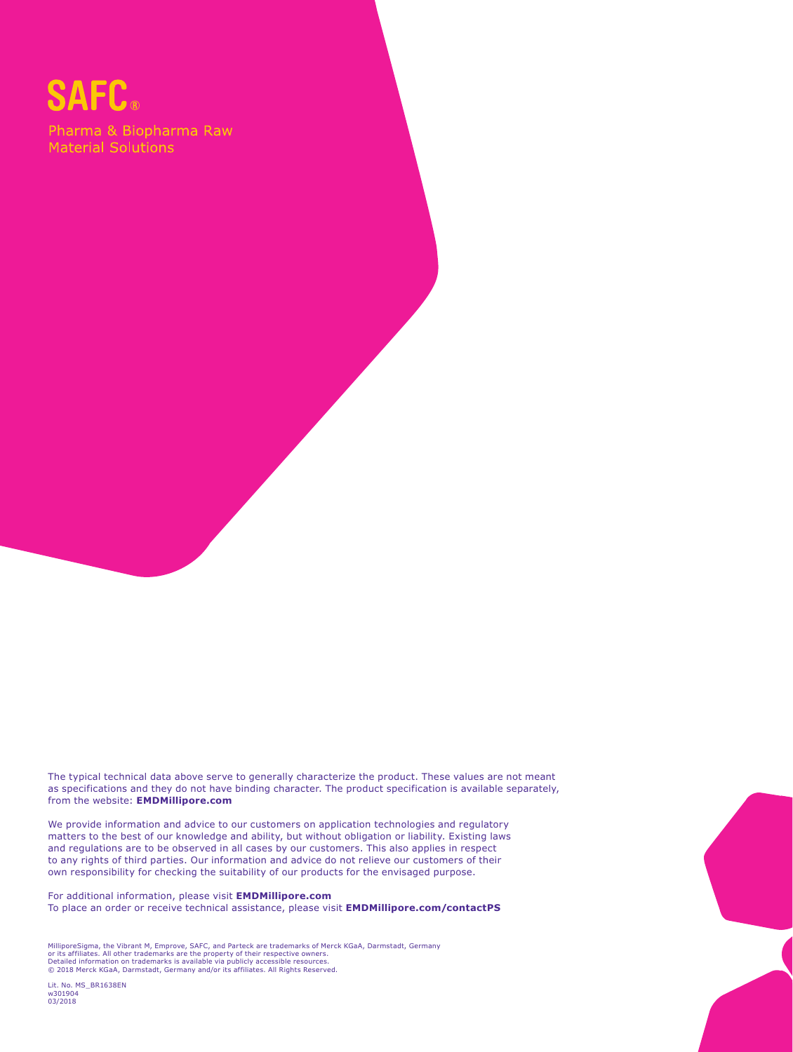**SAFC®**

Pharma & Biopharma Raw Material Solutions

The typical technical data above serve to generally characterize the product. These values are not meant as specifications and they do not have binding character. The product specification is available separately, from the website: **EMDMillipore.com**

We provide information and advice to our customers on application technologies and regulatory matters to the best of our knowledge and ability, but without obligation or liability. Existing laws and regulations are to be observed in all cases by our customers. This also applies in respect to any rights of third parties. Our information and advice do not relieve our customers of their own responsibility for checking the suitability of our products for the envisaged purpose.

For additional information, please visit **EMDMillipore.com**
To place an order or receive technical assistance, please visit **EMDMillipore.com/contactPS**

MilliporeSigma, the Vibrant M, Emprove, SAFC, and Parteck are trademarks of Merck KGaA, Darmstadt, Germany or its affiliates. All other trademarks are the property of their respective owners. Detailed information on trademarks is available via publicly accessible resources.
© 2018 Merck KGaA, Darmstadt, Germany and/or its affiliates. All Rights Reserved.

Lit. No. MS_BR1638EN
w301904
03/2018